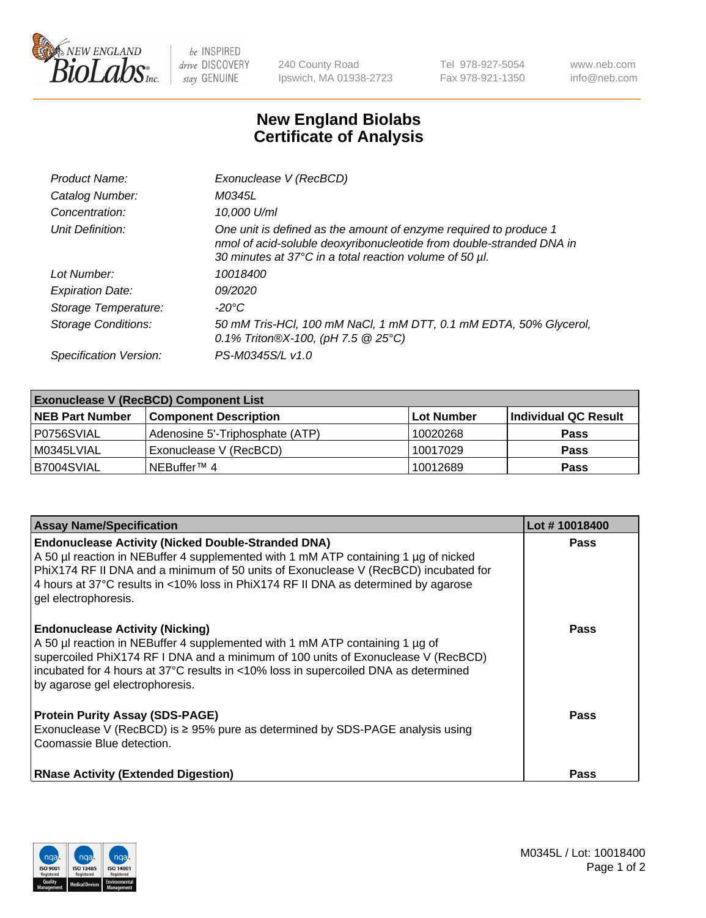New England BioLabs Inc. — be INSPIRED drive DISCOVERY stay GENUINE

240 County Road
Ipswich, MA 01938-2723

Tel 978-927-5054
Fax 978-921-1350

www.neb.com
info@neb.com

# New England Biolabs
# Certificate of Analysis

| | |
|---|---|
| *Product Name:* | *Exonuclease V (RecBCD)* |
| *Catalog Number:* | *M0345L* |
| *Concentration:* | *10,000 U/ml* |
| *Unit Definition:* | *One unit is defined as the amount of enzyme required to produce 1 nmol of acid-soluble deoxyribonucleotide from double-stranded DNA in 30 minutes at 37°C in a total reaction volume of 50 µl.* |
| *Lot Number:* | *10018400* |
| *Expiration Date:* | *09/2020* |
| *Storage Temperature:* | *-20°C* |
| *Storage Conditions:* | *50 mM Tris-HCl, 100 mM NaCl, 1 mM DTT, 0.1 mM EDTA, 50% Glycerol, 0.1% Triton®X-100, (pH 7.5 @ 25°C)* |
| *Specification Version:* | *PS-M0345S/L v1.0* |

| Exonuclease V (RecBCD) Component List | | | |
|---|---|---|---|
| **NEB Part Number** | **Component Description** | **Lot Number** | **Individual QC Result** |
| P0756SVIAL | Adenosine 5'-Triphosphate (ATP) | 10020268 | **Pass** |
| M0345LVIAL | Exonuclease V (RecBCD) | 10017029 | **Pass** |
| B7004SVIAL | NEBuffer™ 4 | 10012689 | **Pass** |

| Assay Name/Specification | Lot # 10018400 |
|---|---|
| **Endonuclease Activity (Nicked Double-Stranded DNA)**<br>A 50 µl reaction in NEBuffer 4 supplemented with 1 mM ATP containing 1 µg of nicked PhiX174 RF II DNA and a minimum of 50 units of Exonuclease V (RecBCD) incubated for 4 hours at 37°C results in <10% loss in PhiX174 RF II DNA as determined by agarose gel electrophoresis. | **Pass** |
| **Endonuclease Activity (Nicking)**<br>A 50 µl reaction in NEBuffer 4 supplemented with 1 mM ATP containing 1 µg of supercoiled PhiX174 RF I DNA and a minimum of 100 units of Exonuclease V (RecBCD) incubated for 4 hours at 37°C results in <10% loss in supercoiled DNA as determined by agarose gel electrophoresis. | **Pass** |
| **Protein Purity Assay (SDS-PAGE)**<br>Exonuclease V (RecBCD) is ≥ 95% pure as determined by SDS-PAGE analysis using Coomassie Blue detection. | **Pass** |
| **RNase Activity (Extended Digestion)** | **Pass** |

M0345L / Lot: 10018400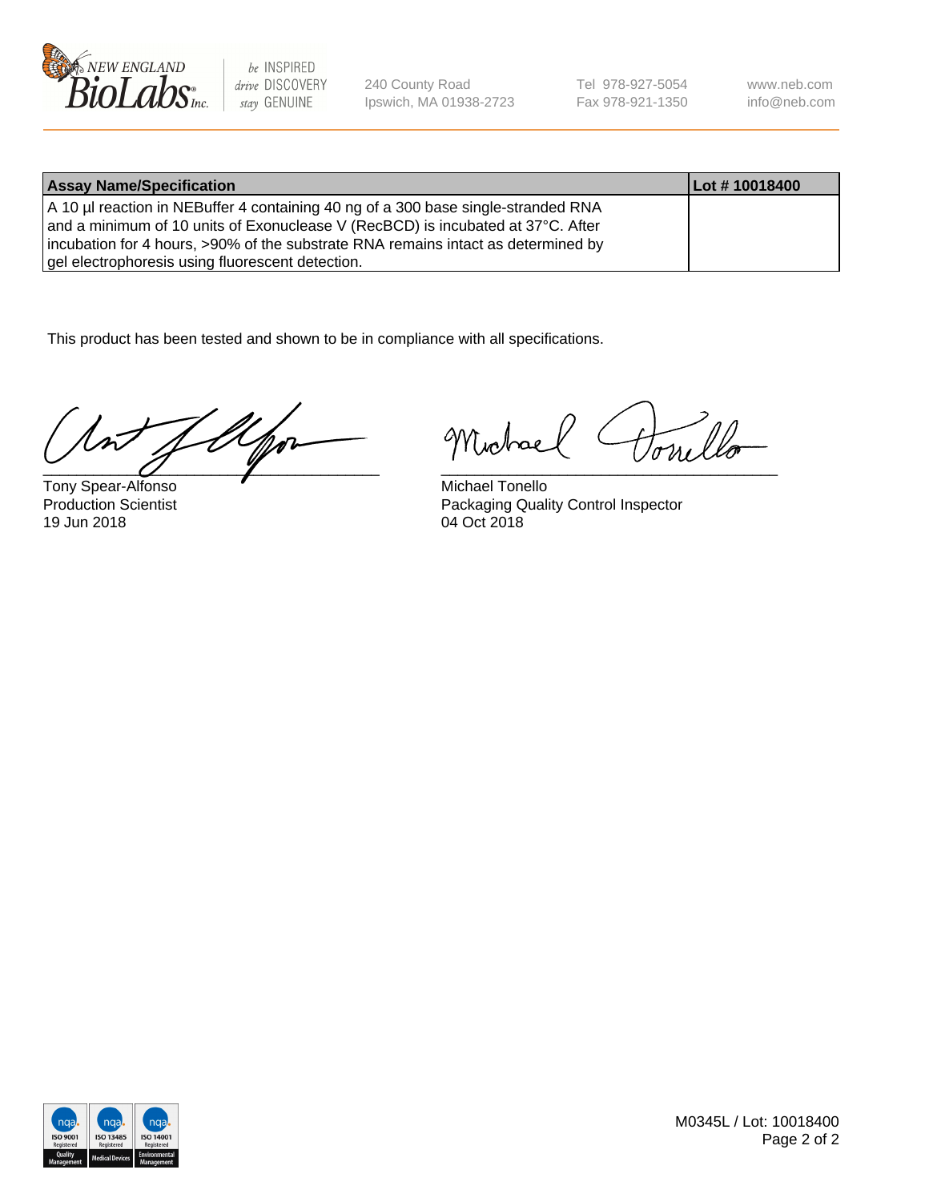| Assay Name/Specification | Lot # 10018400 |
|---|---|
| A 10 µl reaction in NEBuffer 4 containing 40 ng of a 300 base single-stranded RNA and a minimum of 10 units of Exonuclease V (RecBCD) is incubated at 37°C. After incubation for 4 hours, >90% of the substrate RNA remains intact as determined by gel electrophoresis using fluorescent detection. | |

This product has been tested and shown to be in compliance with all specifications.

Tony Spear-Alfonso
Production Scientist
19 Jun 2018

Michael Tonello
Packaging Quality Control Inspector
04 Oct 2018

M0345L / Lot: 10018400